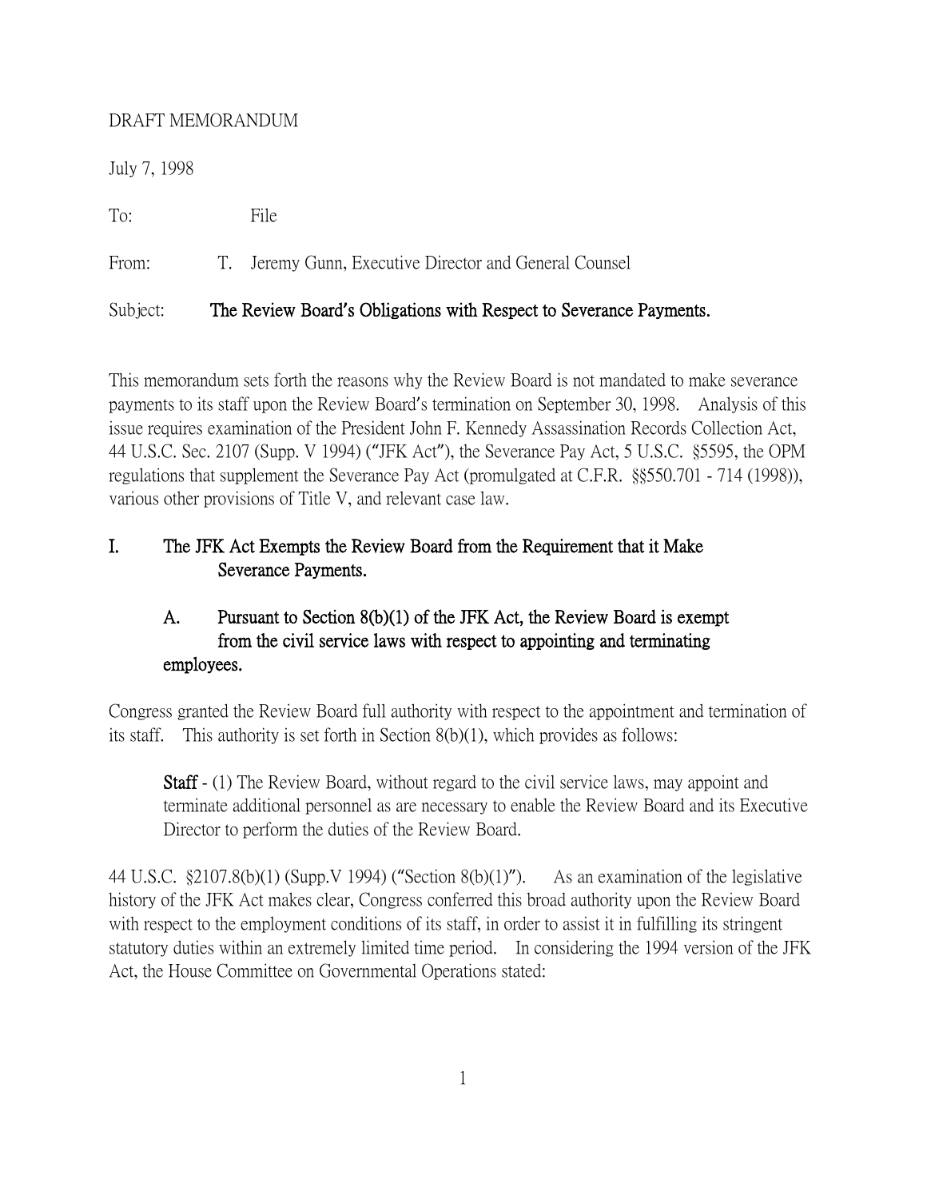DRAFT MEMORANDUM

July 7, 1998

To: File

From: T. Jeremy Gunn, Executive Director and General Counsel

Subject: **The Review Board's Obligations with Respect to Severance Payments.**

This memorandum sets forth the reasons why the Review Board is not mandated to make severance payments to its staff upon the Review Board's termination on September 30, 1998. Analysis of this issue requires examination of the President John F. Kennedy Assassination Records Collection Act, 44 U.S.C. Sec. 2107 (Supp. V 1994) ("JFK Act"), the Severance Pay Act, 5 U.S.C. §5595, the OPM regulations that supplement the Severance Pay Act (promulgated at C.F.R. §§550.701 - 714 (1998)), various other provisions of Title V, and relevant case law.

## I. The JFK Act Exempts the Review Board from the Requirement that it Make Severance Payments.

### A. Pursuant to Section 8(b)(1) of the JFK Act, the Review Board is exempt from the civil service laws with respect to appointing and terminating employees.

Congress granted the Review Board full authority with respect to the appointment and termination of its staff. This authority is set forth in Section 8(b)(1), which provides as follows:

> **Staff** - (1) The Review Board, without regard to the civil service laws, may appoint and terminate additional personnel as are necessary to enable the Review Board and its Executive Director to perform the duties of the Review Board.

44 U.S.C. §2107.8(b)(1) (Supp.V 1994) ("Section 8(b)(1)"). As an examination of the legislative history of the JFK Act makes clear, Congress conferred this broad authority upon the Review Board with respect to the employment conditions of its staff, in order to assist it in fulfilling its stringent statutory duties within an extremely limited time period. In considering the 1994 version of the JFK Act, the House Committee on Governmental Operations stated: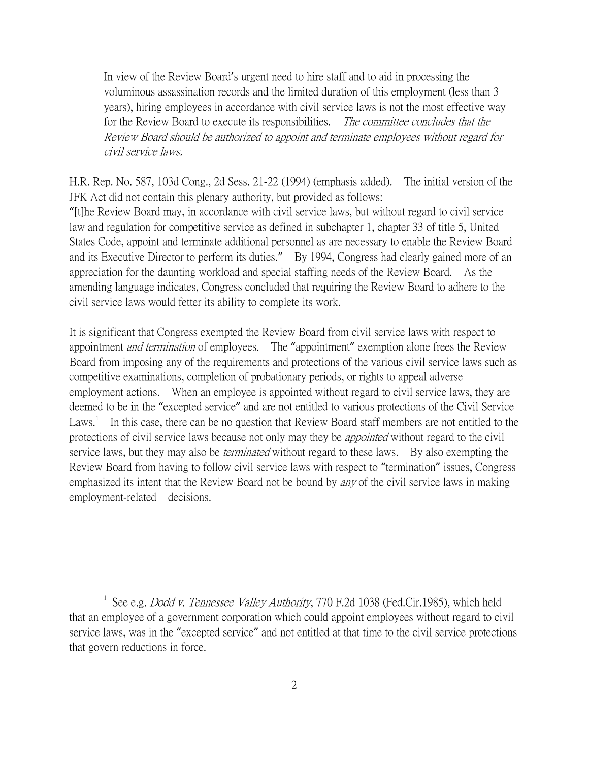> In view of the Review Board's urgent need to hire staff and to aid in processing the voluminous assassination records and the limited duration of this employment (less than 3 years), hiring employees in accordance with civil service laws is not the most effective way for the Review Board to execute its responsibilities. *The committee concludes that the Review Board should be authorized to appoint and terminate employees without regard for civil service laws.*

H.R. Rep. No. 587, 103d Cong., 2d Sess. 21-22 (1994) (emphasis added). The initial version of the JFK Act did not contain this plenary authority, but provided as follows:
"[t]he Review Board may, in accordance with civil service laws, but without regard to civil service law and regulation for competitive service as defined in subchapter 1, chapter 33 of title 5, United States Code, appoint and terminate additional personnel as are necessary to enable the Review Board and its Executive Director to perform its duties." By 1994, Congress had clearly gained more of an appreciation for the daunting workload and special staffing needs of the Review Board. As the amending language indicates, Congress concluded that requiring the Review Board to adhere to the civil service laws would fetter its ability to complete its work.

It is significant that Congress exempted the Review Board from civil service laws with respect to appointment *and termination* of employees. The "appointment" exemption alone frees the Review Board from imposing any of the requirements and protections of the various civil service laws such as competitive examinations, completion of probationary periods, or rights to appeal adverse employment actions. When an employee is appointed without regard to civil service laws, they are deemed to be in the "excepted service" and are not entitled to various protections of the Civil Service Laws.[1] In this case, there can be no question that Review Board staff members are not entitled to the protections of civil service laws because not only may they be *appointed* without regard to the civil service laws, but they may also be *terminated* without regard to these laws. By also exempting the Review Board from having to follow civil service laws with respect to "termination" issues, Congress emphasized its intent that the Review Board not be bound by *any* of the civil service laws in making employment-related decisions.

---

[1] See e.g. *Dodd v. Tennessee Valley Authority*, 770 F.2d 1038 (Fed.Cir.1985), which held that an employee of a government corporation which could appoint employees without regard to civil service laws, was in the "excepted service" and not entitled at that time to the civil service protections that govern reductions in force.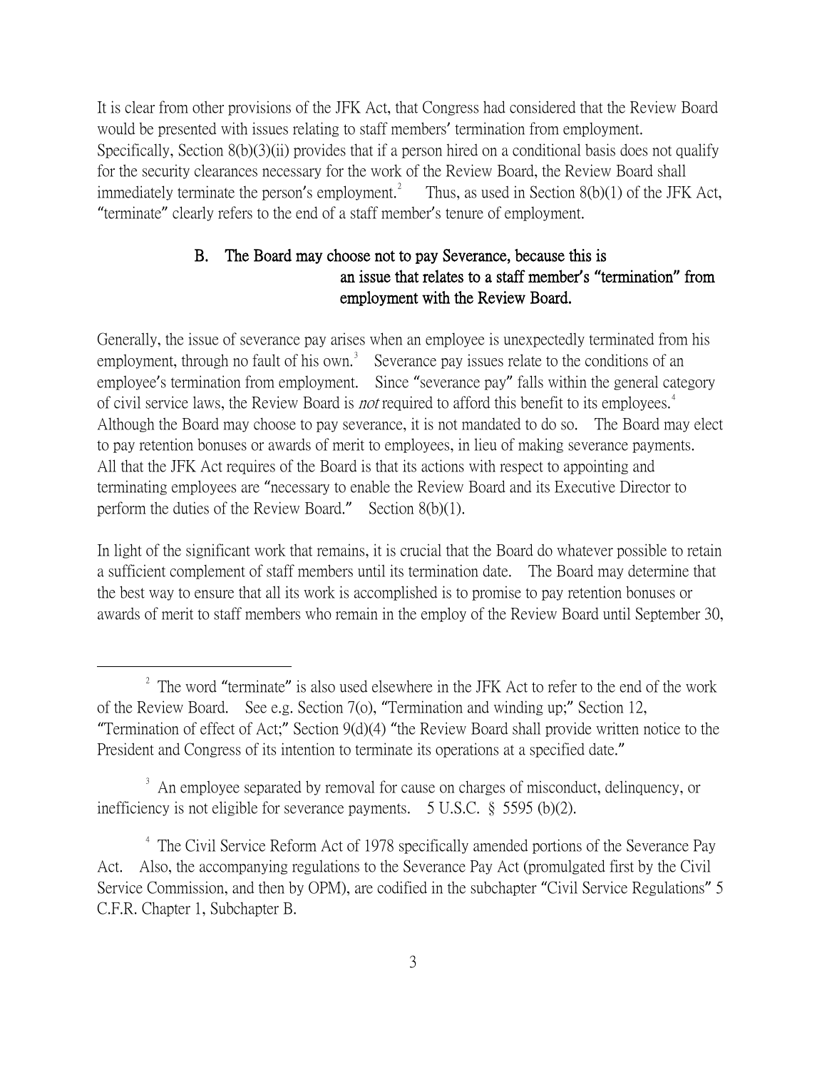It is clear from other provisions of the JFK Act, that Congress had considered that the Review Board would be presented with issues relating to staff members' termination from employment. Specifically, Section 8(b)(3)(ii) provides that if a person hired on a conditional basis does not qualify for the security clearances necessary for the work of the Review Board, the Review Board shall immediately terminate the person's employment.[2] Thus, as used in Section 8(b)(1) of the JFK Act, "terminate" clearly refers to the end of a staff member's tenure of employment.

### B. The Board may choose not to pay Severance, because this is an issue that relates to a staff member's "termination" from employment with the Review Board.

Generally, the issue of severance pay arises when an employee is unexpectedly terminated from his employment, through no fault of his own.[3] Severance pay issues relate to the conditions of an employee's termination from employment. Since "severance pay" falls within the general category of civil service laws, the Review Board is *not* required to afford this benefit to its employees.[4] Although the Board may choose to pay severance, it is not mandated to do so. The Board may elect to pay retention bonuses or awards of merit to employees, in lieu of making severance payments. All that the JFK Act requires of the Board is that its actions with respect to appointing and terminating employees are "necessary to enable the Review Board and its Executive Director to perform the duties of the Review Board." Section 8(b)(1).

In light of the significant work that remains, it is crucial that the Board do whatever possible to retain a sufficient complement of staff members until its termination date. The Board may determine that the best way to ensure that all its work is accomplished is to promise to pay retention bonuses or awards of merit to staff members who remain in the employ of the Review Board until September 30,

---

[2] The word "terminate" is also used elsewhere in the JFK Act to refer to the end of the work of the Review Board. See e.g. Section 7(o), "Termination and winding up;" Section 12, "Termination of effect of Act;" Section 9(d)(4) "the Review Board shall provide written notice to the President and Congress of its intention to terminate its operations at a specified date."

[3] An employee separated by removal for cause on charges of misconduct, delinquency, or inefficiency is not eligible for severance payments. 5 U.S.C. § 5595 (b)(2).

[4] The Civil Service Reform Act of 1978 specifically amended portions of the Severance Pay Act. Also, the accompanying regulations to the Severance Pay Act (promulgated first by the Civil Service Commission, and then by OPM), are codified in the subchapter "Civil Service Regulations" 5 C.F.R. Chapter 1, Subchapter B.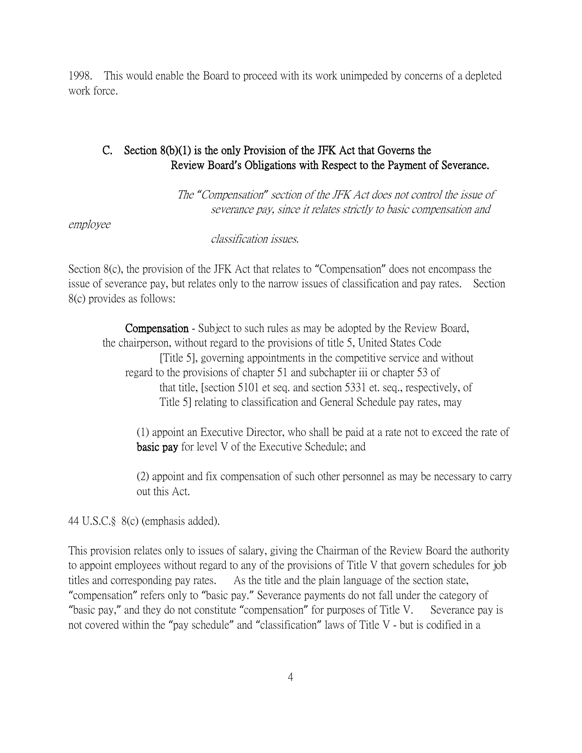1998. This would enable the Board to proceed with its work unimpeded by concerns of a depleted work force.

### C. Section 8(b)(1) is the only Provision of the JFK Act that Governs the Review Board's Obligations with Respect to the Payment of Severance.

*The "Compensation" section of the JFK Act does not control the issue of severance pay, since it relates strictly to basic compensation and employee classification issues.*

Section 8(c), the provision of the JFK Act that relates to "Compensation" does not encompass the issue of severance pay, but relates only to the narrow issues of classification and pay rates. Section 8(c) provides as follows:

> **Compensation** - Subject to such rules as may be adopted by the Review Board, the chairperson, without regard to the provisions of title 5, United States Code [Title 5], governing appointments in the competitive service and without regard to the provisions of chapter 51 and subchapter iii or chapter 53 of that title, [section 5101 et seq. and section 5331 et. seq., respectively, of Title 5] relating to classification and General Schedule pay rates, may
>
> (1) appoint an Executive Director, who shall be paid at a rate not to exceed the rate of **basic pay** for level V of the Executive Schedule; and
>
> (2) appoint and fix compensation of such other personnel as may be necessary to carry out this Act.

44 U.S.C.§ 8(c) (emphasis added).

This provision relates only to issues of salary, giving the Chairman of the Review Board the authority to appoint employees without regard to any of the provisions of Title V that govern schedules for job titles and corresponding pay rates. As the title and the plain language of the section state, "compensation" refers only to "basic pay." Severance payments do not fall under the category of "basic pay," and they do not constitute "compensation" for purposes of Title V. Severance pay is not covered within the "pay schedule" and "classification" laws of Title V - but is codified in a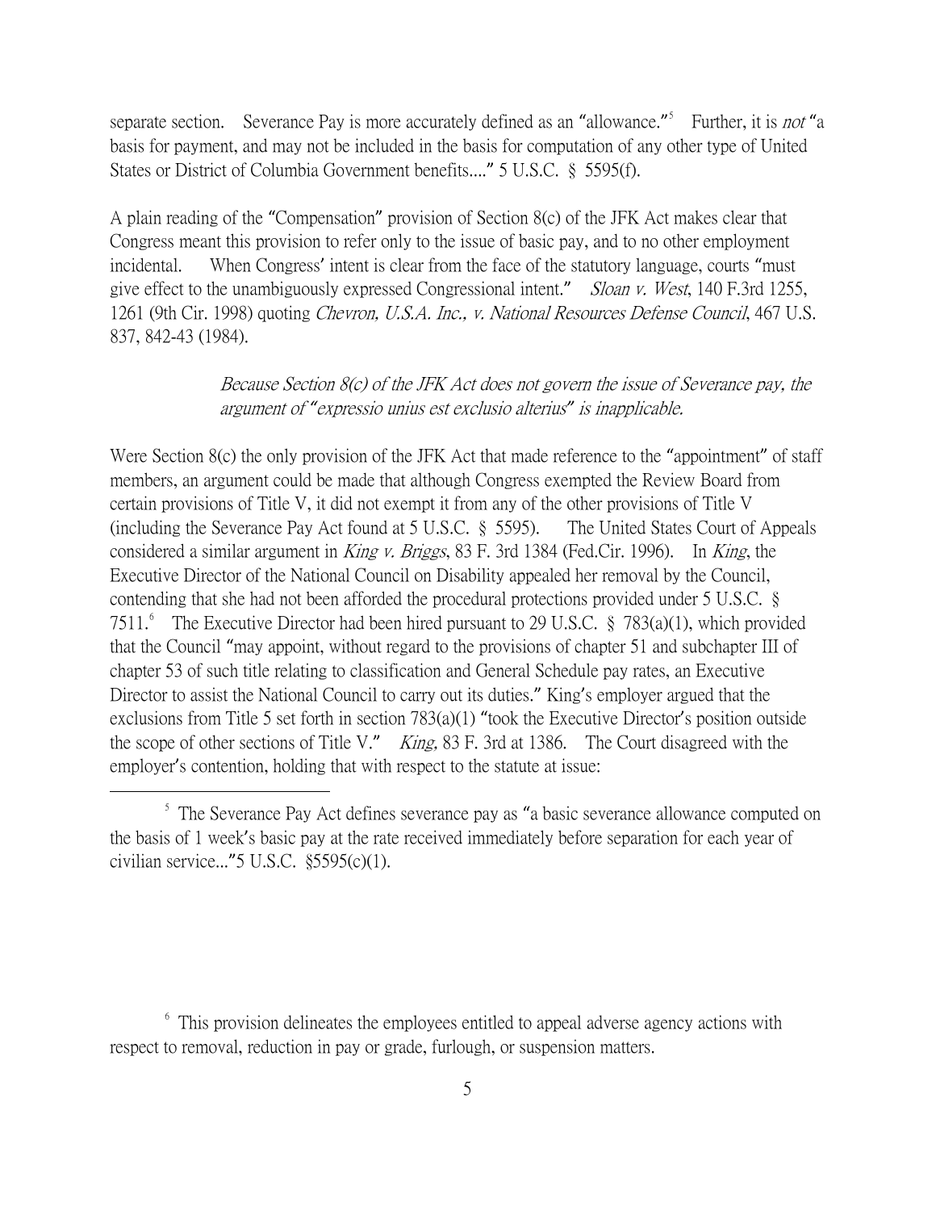separate section. Severance Pay is more accurately defined as an "allowance."[5] Further, it is *not* "a basis for payment, and may not be included in the basis for computation of any other type of United States or District of Columbia Government benefits...." 5 U.S.C. § 5595(f).

A plain reading of the "Compensation" provision of Section 8(c) of the JFK Act makes clear that Congress meant this provision to refer only to the issue of basic pay, and to no other employment incidental. When Congress' intent is clear from the face of the statutory language, courts "must give effect to the unambiguously expressed Congressional intent." *Sloan v. West*, 140 F.3rd 1255, 1261 (9th Cir. 1998) quoting *Chevron, U.S.A. Inc., v. National Resources Defense Council*, 467 U.S. 837, 842-43 (1984).

*Because Section 8(c) of the JFK Act does not govern the issue of Severance pay, the argument of "expressio unius est exclusio alterius" is inapplicable.*

Were Section 8(c) the only provision of the JFK Act that made reference to the "appointment" of staff members, an argument could be made that although Congress exempted the Review Board from certain provisions of Title V, it did not exempt it from any of the other provisions of Title V (including the Severance Pay Act found at 5 U.S.C. § 5595). The United States Court of Appeals considered a similar argument in *King v. Briggs*, 83 F. 3rd 1384 (Fed.Cir. 1996). In *King*, the Executive Director of the National Council on Disability appealed her removal by the Council, contending that she had not been afforded the procedural protections provided under 5 U.S.C. § 7511.[6] The Executive Director had been hired pursuant to 29 U.S.C. § 783(a)(1), which provided that the Council "may appoint, without regard to the provisions of chapter 51 and subchapter III of chapter 53 of such title relating to classification and General Schedule pay rates, an Executive Director to assist the National Council to carry out its duties." King's employer argued that the exclusions from Title 5 set forth in section 783(a)(1) "took the Executive Director's position outside the scope of other sections of Title V." *King,* 83 F. 3rd at 1386. The Court disagreed with the employer's contention, holding that with respect to the statute at issue:

---

[5] The Severance Pay Act defines severance pay as "a basic severance allowance computed on the basis of 1 week's basic pay at the rate received immediately before separation for each year of civilian service..."5 U.S.C. §5595(c)(1).

[6] This provision delineates the employees entitled to appeal adverse agency actions with respect to removal, reduction in pay or grade, furlough, or suspension matters.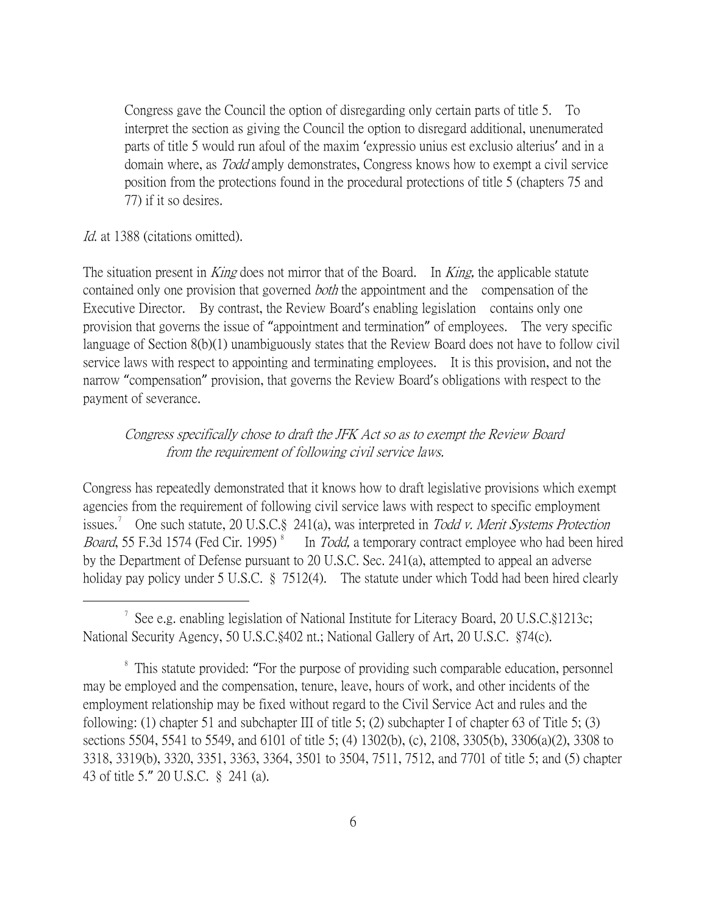> Congress gave the Council the option of disregarding only certain parts of title 5. To interpret the section as giving the Council the option to disregard additional, unenumerated parts of title 5 would run afoul of the maxim 'expressio unius est exclusio alterius' and in a domain where, as *Todd* amply demonstrates, Congress knows how to exempt a civil service position from the protections found in the procedural protections of title 5 (chapters 75 and 77) if it so desires.

*Id.* at 1388 (citations omitted).

The situation present in *King* does not mirror that of the Board. In *King,* the applicable statute contained only one provision that governed *both* the appointment and the compensation of the Executive Director. By contrast, the Review Board's enabling legislation contains only one provision that governs the issue of "appointment and termination" of employees. The very specific language of Section 8(b)(1) unambiguously states that the Review Board does not have to follow civil service laws with respect to appointing and terminating employees. It is this provision, and not the narrow "compensation" provision, that governs the Review Board's obligations with respect to the payment of severance.

*Congress specifically chose to draft the JFK Act so as to exempt the Review Board from the requirement of following civil service laws.*

Congress has repeatedly demonstrated that it knows how to draft legislative provisions which exempt agencies from the requirement of following civil service laws with respect to specific employment issues.[7] One such statute, 20 U.S.C.§ 241(a), was interpreted in *Todd v. Merit Systems Protection Board*, 55 F.3d 1574 (Fed Cir. 1995) [8] In *Todd,* a temporary contract employee who had been hired by the Department of Defense pursuant to 20 U.S.C. Sec. 241(a), attempted to appeal an adverse holiday pay policy under 5 U.S.C. § 7512(4). The statute under which Todd had been hired clearly

---

[7] See e.g. enabling legislation of National Institute for Literacy Board, 20 U.S.C.§1213c; National Security Agency, 50 U.S.C.§402 nt.; National Gallery of Art, 20 U.S.C. §74(c).

[8] This statute provided: "For the purpose of providing such comparable education, personnel may be employed and the compensation, tenure, leave, hours of work, and other incidents of the employment relationship may be fixed without regard to the Civil Service Act and rules and the following: (1) chapter 51 and subchapter III of title 5; (2) subchapter I of chapter 63 of Title 5; (3) sections 5504, 5541 to 5549, and 6101 of title 5; (4) 1302(b), (c), 2108, 3305(b), 3306(a)(2), 3308 to 3318, 3319(b), 3320, 3351, 3363, 3364, 3501 to 3504, 7511, 7512, and 7701 of title 5; and (5) chapter 43 of title 5." 20 U.S.C. § 241 (a).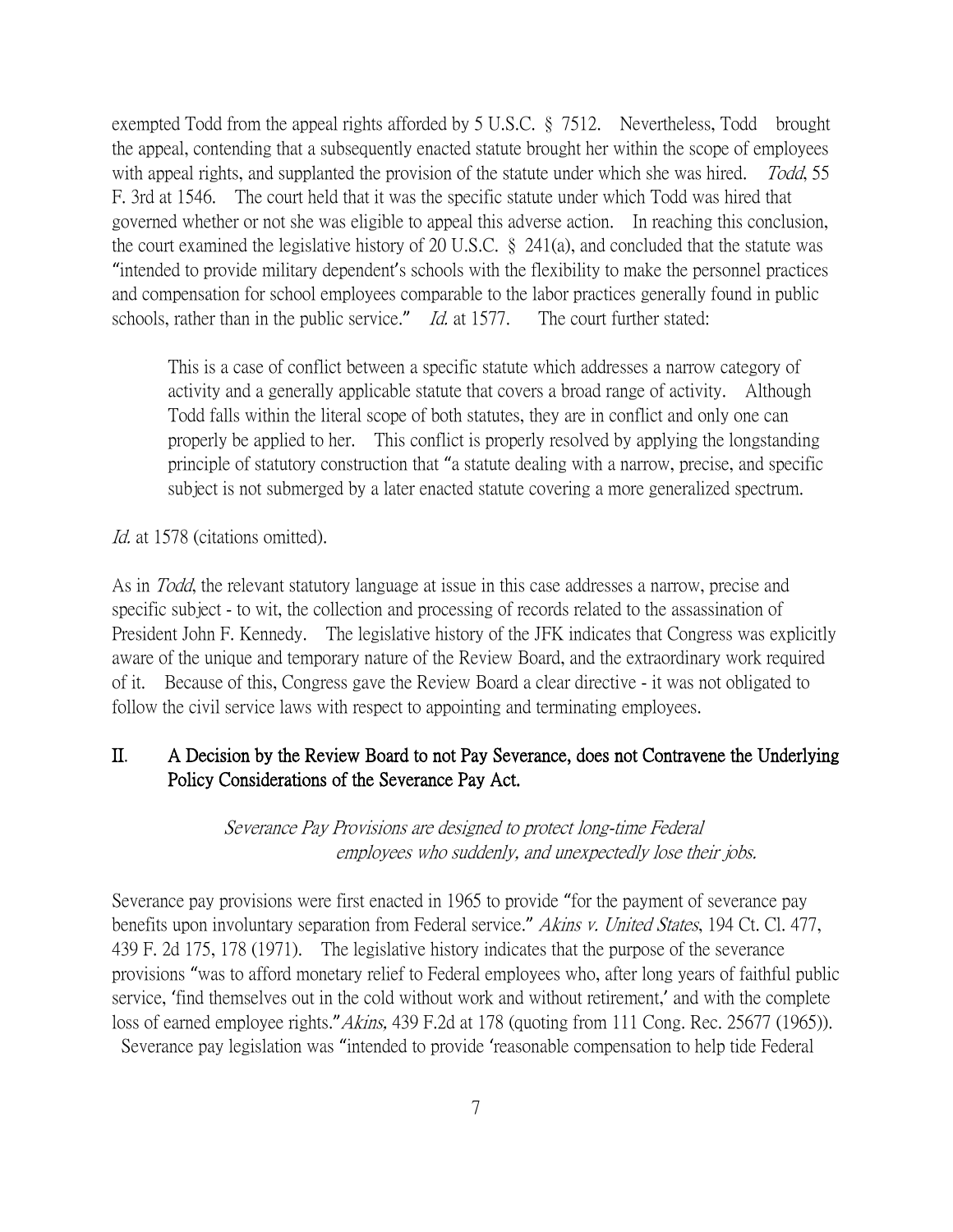exempted Todd from the appeal rights afforded by 5 U.S.C. § 7512. Nevertheless, Todd brought the appeal, contending that a subsequently enacted statute brought her within the scope of employees with appeal rights, and supplanted the provision of the statute under which she was hired. *Todd*, 55 F. 3rd at 1546. The court held that it was the specific statute under which Todd was hired that governed whether or not she was eligible to appeal this adverse action. In reaching this conclusion, the court examined the legislative history of 20 U.S.C. § 241(a), and concluded that the statute was "intended to provide military dependent's schools with the flexibility to make the personnel practices and compensation for school employees comparable to the labor practices generally found in public schools, rather than in the public service." *Id.* at 1577. The court further stated:

> This is a case of conflict between a specific statute which addresses a narrow category of activity and a generally applicable statute that covers a broad range of activity. Although Todd falls within the literal scope of both statutes, they are in conflict and only one can properly be applied to her. This conflict is properly resolved by applying the longstanding principle of statutory construction that "a statute dealing with a narrow, precise, and specific subject is not submerged by a later enacted statute covering a more generalized spectrum.

*Id.* at 1578 (citations omitted).

As in *Todd*, the relevant statutory language at issue in this case addresses a narrow, precise and specific subject - to wit, the collection and processing of records related to the assassination of President John F. Kennedy. The legislative history of the JFK indicates that Congress was explicitly aware of the unique and temporary nature of the Review Board, and the extraordinary work required of it. Because of this, Congress gave the Review Board a clear directive - it was not obligated to follow the civil service laws with respect to appointing and terminating employees.

## II. A Decision by the Review Board to not Pay Severance, does not Contravene the Underlying Policy Considerations of the Severance Pay Act.

*Severance Pay Provisions are designed to protect long-time Federal employees who suddenly, and unexpectedly lose their jobs.*

Severance pay provisions were first enacted in 1965 to provide "for the payment of severance pay benefits upon involuntary separation from Federal service." *Akins v. United States*, 194 Ct. Cl. 477, 439 F. 2d 175, 178 (1971). The legislative history indicates that the purpose of the severance provisions "was to afford monetary relief to Federal employees who, after long years of faithful public service, 'find themselves out in the cold without work and without retirement,' and with the complete loss of earned employee rights."*Akins,* 439 F.2d at 178 (quoting from 111 Cong. Rec. 25677 (1965)). Severance pay legislation was "intended to provide 'reasonable compensation to help tide Federal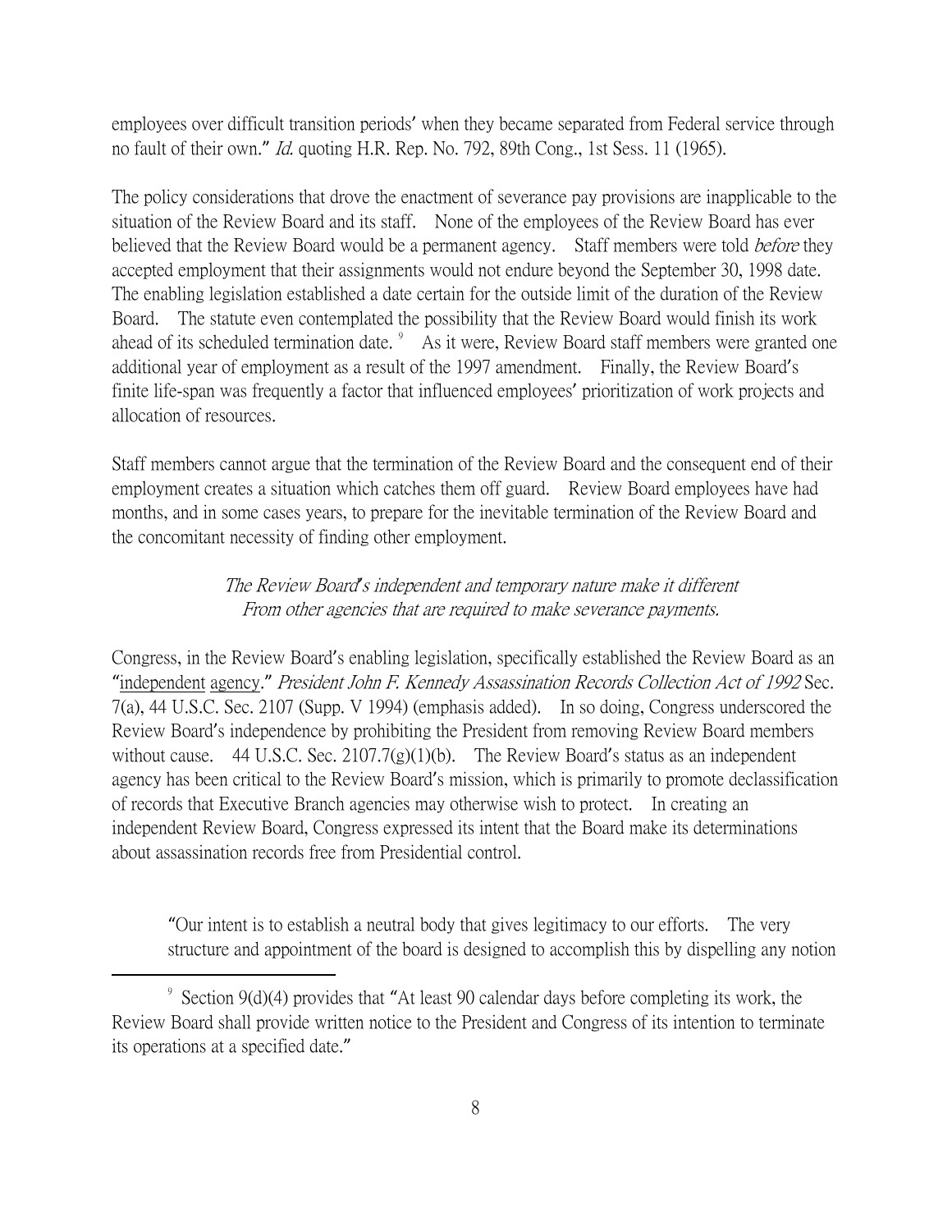employees over difficult transition periods' when they became separated from Federal service through no fault of their own." *Id.* quoting H.R. Rep. No. 792, 89th Cong., 1st Sess. 11 (1965).

The policy considerations that drove the enactment of severance pay provisions are inapplicable to the situation of the Review Board and its staff. None of the employees of the Review Board has ever believed that the Review Board would be a permanent agency. Staff members were told *before* they accepted employment that their assignments would not endure beyond the September 30, 1998 date. The enabling legislation established a date certain for the outside limit of the duration of the Review Board. The statute even contemplated the possibility that the Review Board would finish its work ahead of its scheduled termination date. [9] As it were, Review Board staff members were granted one additional year of employment as a result of the 1997 amendment. Finally, the Review Board's finite life-span was frequently a factor that influenced employees' prioritization of work projects and allocation of resources.

Staff members cannot argue that the termination of the Review Board and the consequent end of their employment creates a situation which catches them off guard. Review Board employees have had months, and in some cases years, to prepare for the inevitable termination of the Review Board and the concomitant necessity of finding other employment.

*The Review Board's independent and temporary nature make it different From other agencies that are required to make severance payments.*

Congress, in the Review Board's enabling legislation, specifically established the Review Board as an "<u>independent</u> <u>agency</u>." *President John F. Kennedy Assassination Records Collection Act of 1992* Sec. 7(a), 44 U.S.C. Sec. 2107 (Supp. V 1994) (emphasis added). In so doing, Congress underscored the Review Board's independence by prohibiting the President from removing Review Board members without cause. 44 U.S.C. Sec. 2107.7(g)(1)(b). The Review Board's status as an independent agency has been critical to the Review Board's mission, which is primarily to promote declassification of records that Executive Branch agencies may otherwise wish to protect. In creating an independent Review Board, Congress expressed its intent that the Board make its determinations about assassination records free from Presidential control.

> "Our intent is to establish a neutral body that gives legitimacy to our efforts. The very structure and appointment of the board is designed to accomplish this by dispelling any notion

---

[9] Section 9(d)(4) provides that "At least 90 calendar days before completing its work, the Review Board shall provide written notice to the President and Congress of its intention to terminate its operations at a specified date."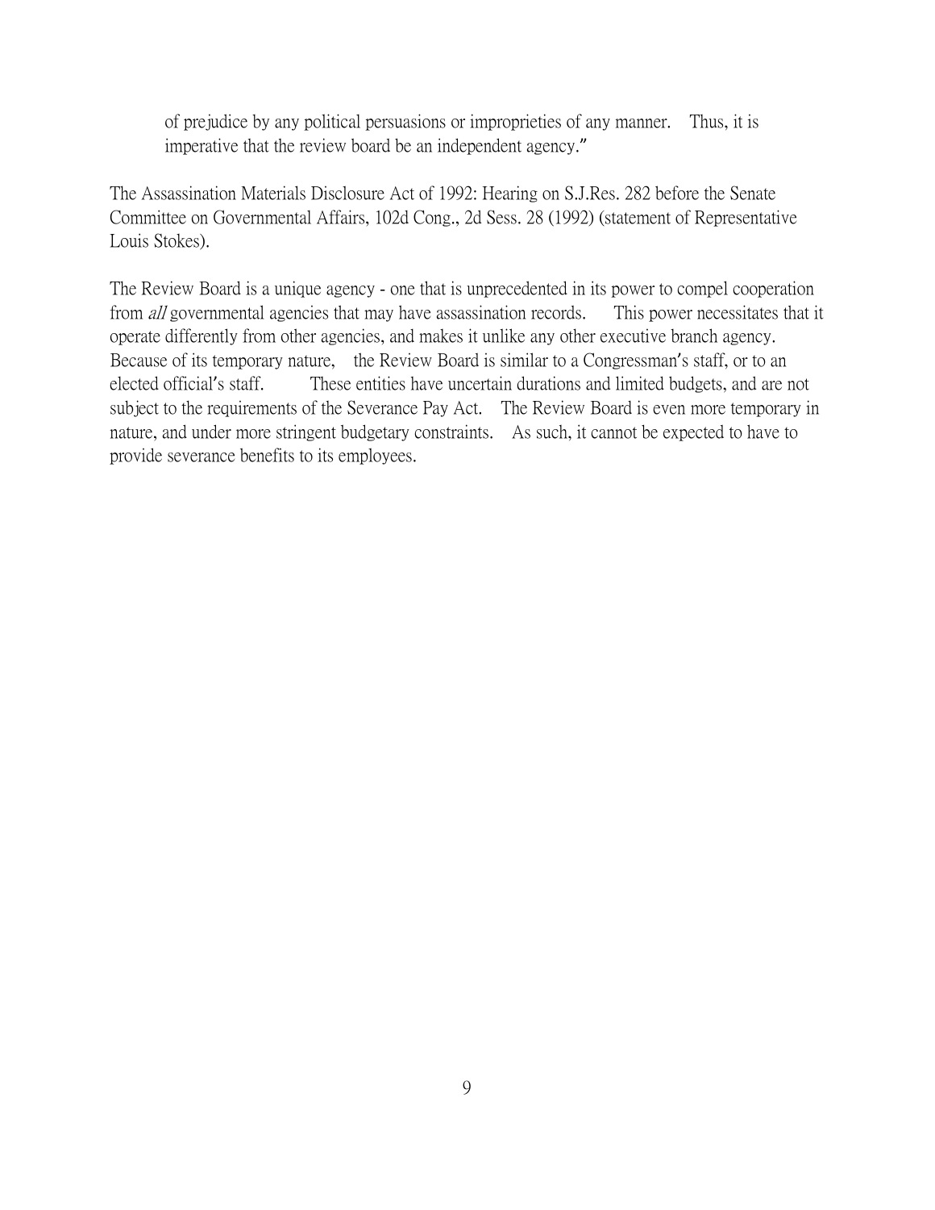> of prejudice by any political persuasions or improprieties of any manner. Thus, it is imperative that the review board be an independent agency."

The Assassination Materials Disclosure Act of 1992: Hearing on S.J.Res. 282 before the Senate Committee on Governmental Affairs, 102d Cong., 2d Sess. 28 (1992) (statement of Representative Louis Stokes).

The Review Board is a unique agency - one that is unprecedented in its power to compel cooperation from *all* governmental agencies that may have assassination records. This power necessitates that it operate differently from other agencies, and makes it unlike any other executive branch agency. Because of its temporary nature, the Review Board is similar to a Congressman's staff, or to an elected official's staff. These entities have uncertain durations and limited budgets, and are not subject to the requirements of the Severance Pay Act. The Review Board is even more temporary in nature, and under more stringent budgetary constraints. As such, it cannot be expected to have to provide severance benefits to its employees.